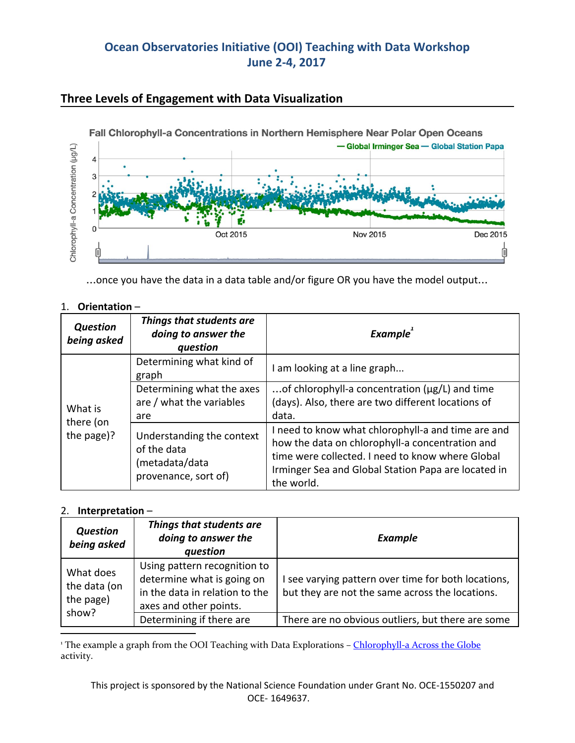# Ocean Observatories Initiative (OOI) Teaching with Data Workshop
## June 2-4, 2017

## Three Levels of Engagement with Data Visualization

Fall Chlorophyll-a Concentrations in Northern Hemisphere Near Polar Open Oceans

…once you have the data in a data table and/or figure OR you have the model output…

1. **Orientation** –

| ***Question being asked*** | ***Things that students are doing to answer the question*** | ***Example***[1] |
|---|---|---|
| What is there (on the page)? | Determining what kind of graph | I am looking at a line graph... |
| | Determining what the axes are / what the variables are | ...of chlorophyll-a concentration (μg/L) and time (days). Also, there are two different locations of data. |
| | Understanding the context of the data (metadata/data provenance, sort of) | I need to know what chlorophyll-a and time are and how the data on chlorophyll-a concentration and time were collected. I need to know where Global Irminger Sea and Global Station Papa are located in the world. |

2. **Interpretation** –

| ***Question being asked*** | ***Things that students are doing to answer the question*** | ***Example*** |
|---|---|---|
| What does the data (on the page) show? | Using pattern recognition to determine what is going on in the data in relation to the axes and other points. | I see varying pattern over time for both locations, but they are not the same across the locations. |
| | Determining if there are | There are no obvious outliers, but there are some |

[1] The example a graph from the OOI Teaching with Data Explorations – Chlorophyll-a Across the Globe activity.

This project is sponsored by the National Science Foundation under Grant No. OCE-1550207 and OCE- 1649637.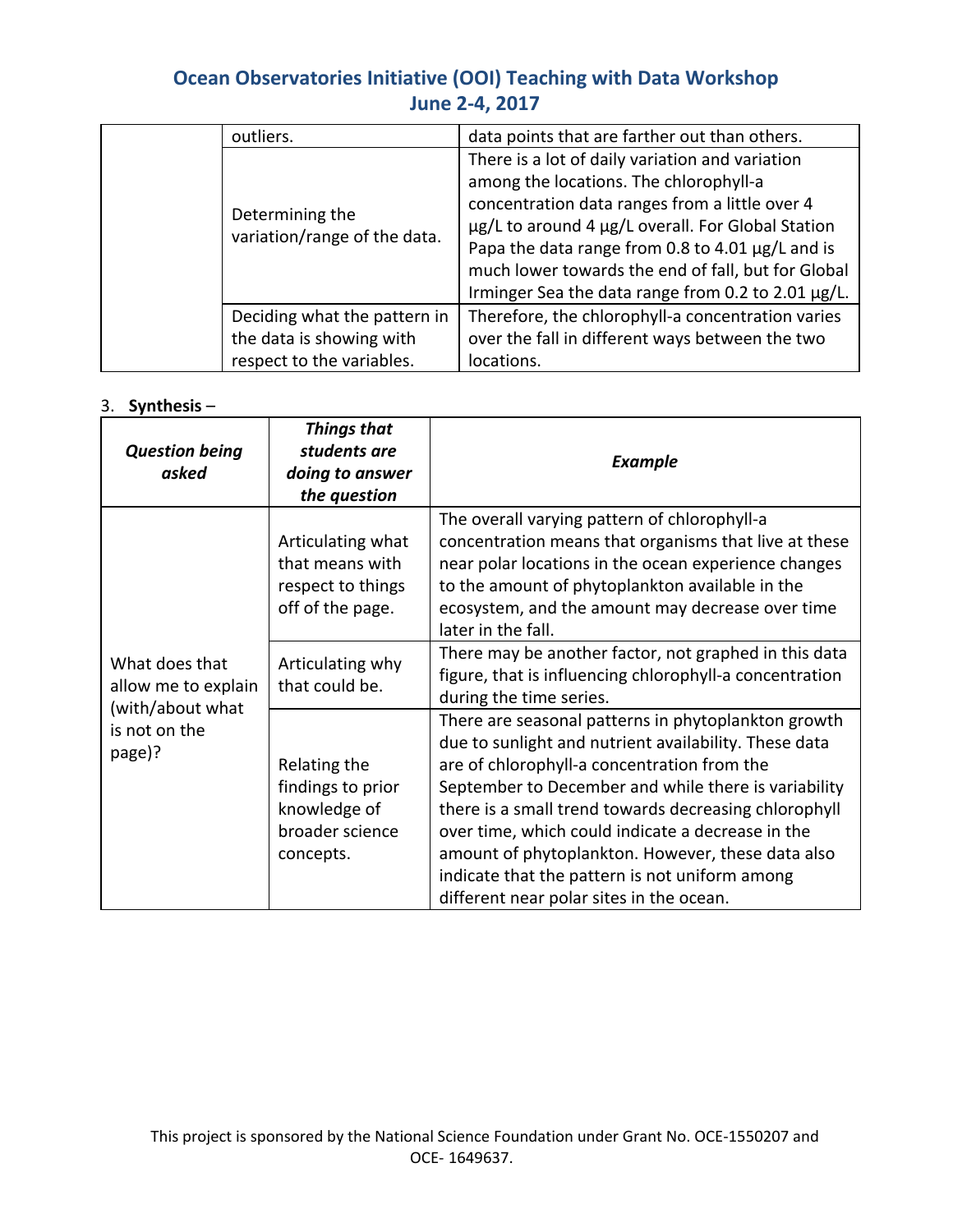| | | |
|---|---|---|
| | outliers. | data points that are farther out than others. |
| | Determining the variation/range of the data. | There is a lot of daily variation and variation among the locations. The chlorophyll-a concentration data ranges from a little over 4 µg/L to around 4 µg/L overall. For Global Station Papa the data range from 0.8 to 4.01 µg/L and is much lower towards the end of fall, but for Global Irminger Sea the data range from 0.2 to 2.01 µg/L. |
| | Deciding what the pattern in the data is showing with respect to the variables. | Therefore, the chlorophyll-a concentration varies over the fall in different ways between the two locations. |

3. **Synthesis** –

| ***Question being asked*** | ***Things that students are doing to answer the question*** | ***Example*** |
|---|---|---|
| What does that allow me to explain (with/about what is not on the page)? | Articulating what that means with respect to things off of the page. | The overall varying pattern of chlorophyll-a concentration means that organisms that live at these near polar locations in the ocean experience changes to the amount of phytoplankton available in the ecosystem, and the amount may decrease over time later in the fall. |
| | Articulating why that could be. | There may be another factor, not graphed in this data figure, that is influencing chlorophyll-a concentration during the time series. |
| | Relating the findings to prior knowledge of broader science concepts. | There are seasonal patterns in phytoplankton growth due to sunlight and nutrient availability. These data are of chlorophyll-a concentration from the September to December and while there is variability there is a small trend towards decreasing chlorophyll over time, which could indicate a decrease in the amount of phytoplankton. However, these data also indicate that the pattern is not uniform among different near polar sites in the ocean. |